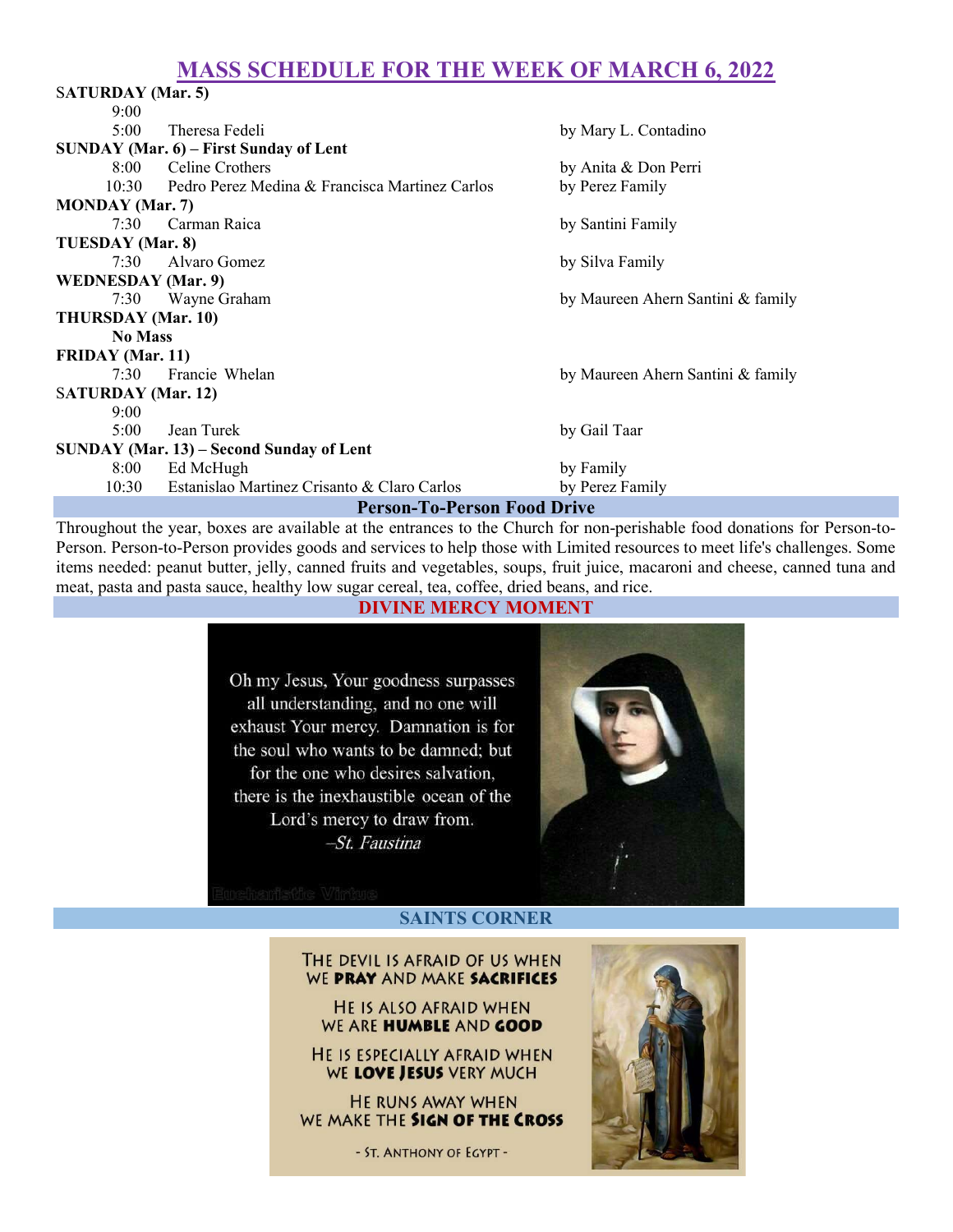# MASS SCHEDULE FOR THE WEEK OF MARCH 6, 2022

| Time | Intention | Requested by |
|---|---|---|
| **SATURDAY (Mar. 5)** | | |
| 9:00 | | |
| 5:00 | Theresa Fedeli | by Mary L. Contadino |
| **SUNDAY (Mar. 6) – First Sunday of Lent** | | |
| 8:00 | Celine Crothers | by Anita & Don Perri |
| 10:30 | Pedro Perez Medina & Francisca Martinez Carlos | by Perez Family |
| **MONDAY (Mar. 7)** | | |
| 7:30 | Carman Raica | by Santini Family |
| **TUESDAY (Mar. 8)** | | |
| 7:30 | Alvaro Gomez | by Silva Family |
| **WEDNESDAY (Mar. 9)** | | |
| 7:30 | Wayne Graham | by Maureen Ahern Santini & family |
| **THURSDAY (Mar. 10)** | | |
| **No Mass** | | |
| **FRIDAY (Mar. 11)** | | |
| 7:30 | Francie Whelan | by Maureen Ahern Santini & family |
| **SATURDAY (Mar. 12)** | | |
| 9:00 | | |
| 5:00 | Jean Turek | by Gail Taar |
| **SUNDAY (Mar. 13) – Second Sunday of Lent** | | |
| 8:00 | Ed McHugh | by Family |
| 10:30 | Estanislao Martinez Crisanto & Claro Carlos | by Perez Family |

## Person-To-Person Food Drive

Throughout the year, boxes are available at the entrances to the Church for non-perishable food donations for Person-to-Person. Person-to-Person provides goods and services to help those with Limited resources to meet life's challenges. Some items needed: peanut butter, jelly, canned fruits and vegetables, soups, fruit juice, macaroni and cheese, canned tuna and meat, pasta and pasta sauce, healthy low sugar cereal, tea, coffee, dried beans, and rice.

## DIVINE MERCY MOMENT

Oh my Jesus, Your goodness surpasses all understanding, and no one will exhaust Your mercy. Damnation is for the soul who wants to be damned; but for the one who desires salvation, there is the inexhaustible ocean of the Lord's mercy to draw from.

*–St. Faustina*

## SAINTS CORNER

THE DEVIL IS AFRAID OF US WHEN WE **PRAY** AND MAKE **SACRIFICES**

HE IS ALSO AFRAID WHEN WE ARE **HUMBLE** AND **GOOD**

HE IS ESPECIALLY AFRAID WHEN WE **LOVE JESUS** VERY MUCH

HE RUNS AWAY WHEN WE MAKE THE **SIGN OF THE CROSS**

- ST. ANTHONY OF EGYPT -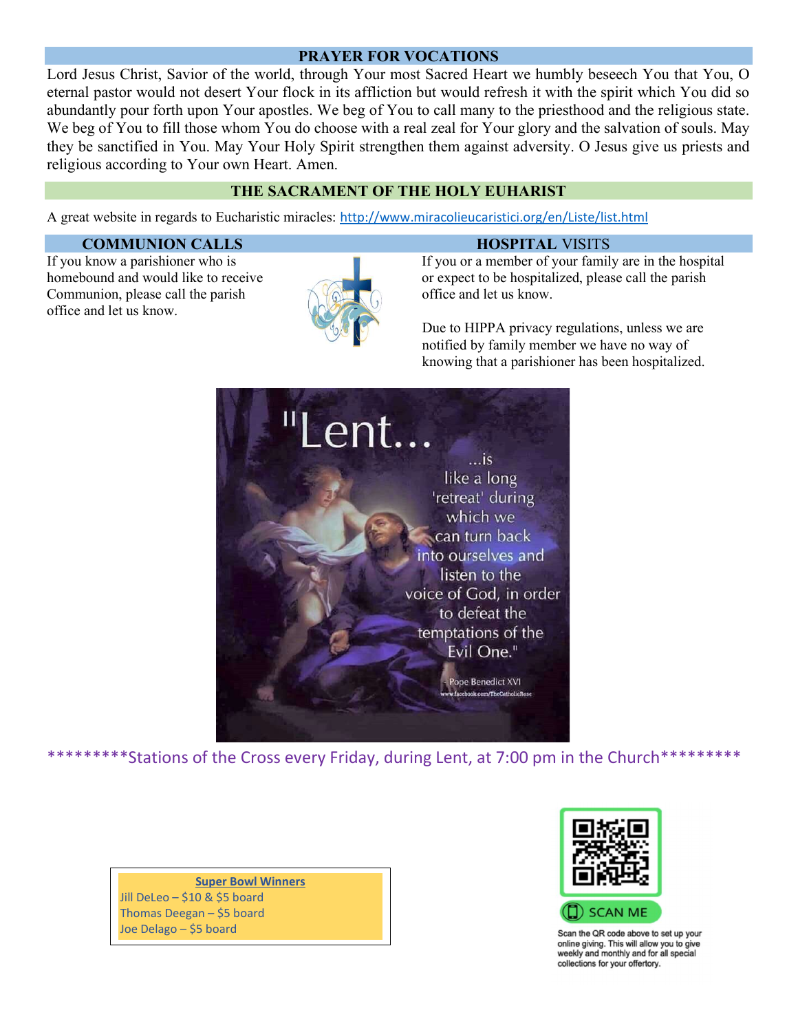## PRAYER FOR VOCATIONS

Lord Jesus Christ, Savior of the world, through Your most Sacred Heart we humbly beseech You that You, O eternal pastor would not desert Your flock in its affliction but would refresh it with the spirit which You did so abundantly pour forth upon Your apostles. We beg of You to call many to the priesthood and the religious state. We beg of You to fill those whom You do choose with a real zeal for Your glory and the salvation of souls. May they be sanctified in You. May Your Holy Spirit strengthen them against adversity. O Jesus give us priests and religious according to Your own Heart. Amen.

## THE SACRAMENT OF THE HOLY EUHARIST

A great website in regards to Eucharistic miracles: http://www.miracolieucaristici.org/en/Liste/list.html

## COMMUNION CALLS

If you know a parishioner who is homebound and would like to receive Communion, please call the parish office and let us know.

## HOSPITAL VISITS

If you or a member of your family are in the hospital or expect to be hospitalized, please call the parish office and let us know.

Due to HIPPA privacy regulations, unless we are notified by family member we have no way of knowing that a parishioner has been hospitalized.

"Lent... ...is like a long 'retreat' during which we can turn back into ourselves and listen to the voice of God, in order to defeat the temptations of the Evil One."

- Pope Benedict XVI
www.facebook.com/TheCatholicRose

*********Stations of the Cross every Friday, during Lent, at 7:00 pm in the Church*********

**Super Bowl Winners**

Jill DeLeo – $10 & $5 board
Thomas Deegan – $5 board
Joe Delago – $5 board

SCAN ME

Scan the QR code above to set up your online giving. This will allow you to give weekly and monthly and for all special collections for your offertory.